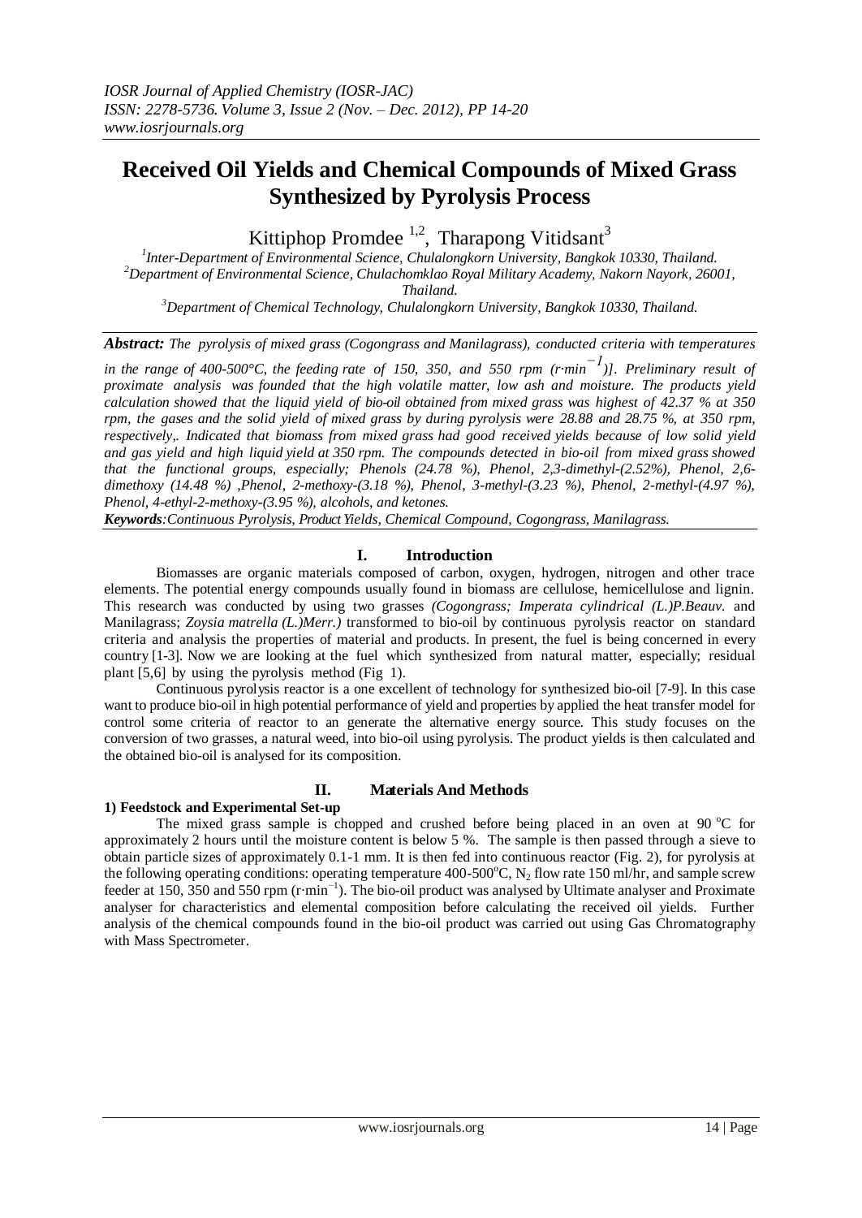# Received Oil Yields and Chemical Compounds of Mixed Grass Synthesized by Pyrolysis Process

Kittiphop Promdee [1,2], Tharapong Vitidsant[3]

[1]*Inter-Department of Environmental Science, Chulalongkorn University, Bangkok 10330, Thailand.*
[2]*Department of Environmental Science, Chulachomklao Royal Military Academy, Nakorn Nayork, 26001, Thailand.*
[3]*Department of Chemical Technology, Chulalongkorn University, Bangkok 10330, Thailand.*

***Abstract:*** *The pyrolysis of mixed grass (Cogongrass and Manilagrass), conducted criteria with temperatures in the range of 400-500°C, the feeding rate of 150, 350, and 550 rpm (r·min$^{-1}$)]. Preliminary result of proximate analysis was founded that the high volatile matter, low ash and moisture. The products yield calculation showed that the liquid yield of bio-oil obtained from mixed grass was highest of 42.37 % at 350 rpm, the gases and the solid yield of mixed grass by during pyrolysis were 28.88 and 28.75 %, at 350 rpm, respectively,. Indicated that biomass from mixed grass had good received yields because of low solid yield and gas yield and high liquid yield at 350 rpm. The compounds detected in bio-oil from mixed grass showed that the functional groups, especially; Phenols (24.78 %), Phenol, 2,3-dimethyl-(2.52%), Phenol, 2,6-dimethoxy (14.48 %) ,Phenol, 2-methoxy-(3.18 %), Phenol, 3-methyl-(3.23 %), Phenol, 2-methyl-(4.97 %), Phenol, 4-ethyl-2-methoxy-(3.95 %), alcohols, and ketones.*

***Keywords****:Continuous Pyrolysis, Product Yields, Chemical Compound, Cogongrass, Manilagrass.*

## I. Introduction

Biomasses are organic materials composed of carbon, oxygen, hydrogen, nitrogen and other trace elements. The potential energy compounds usually found in biomass are cellulose, hemicellulose and lignin. This research was conducted by using two grasses *(Cogongrass; Imperata cylindrical (L.)P.Beauv.* and Manilagrass; *Zoysia matrella (L.)Merr.)* transformed to bio-oil by continuous pyrolysis reactor on standard criteria and analysis the properties of material and products. In present, the fuel is being concerned in every country [1-3]. Now we are looking at the fuel which synthesized from natural matter, especially; residual plant [5,6] by using the pyrolysis method (Fig 1).

Continuous pyrolysis reactor is a one excellent of technology for synthesized bio-oil [7-9]. In this case want to produce bio-oil in high potential performance of yield and properties by applied the heat transfer model for control some criteria of reactor to an generate the alternative energy source. This study focuses on the conversion of two grasses, a natural weed, into bio-oil using pyrolysis. The product yields is then calculated and the obtained bio-oil is analysed for its composition.

## II. Materials And Methods

### 1) Feedstock and Experimental Set-up

The mixed grass sample is chopped and crushed before being placed in an oven at 90 °C for approximately 2 hours until the moisture content is below 5 %. The sample is then passed through a sieve to obtain particle sizes of approximately 0.1-1 mm. It is then fed into continuous reactor (Fig. 2), for pyrolysis at the following operating conditions: operating temperature 400-500°C, $N_2$ flow rate 150 ml/hr, and sample screw feeder at 150, 350 and 550 rpm (r·min$^{-1}$). The bio-oil product was analysed by Ultimate analyser and Proximate analyser for characteristics and elemental composition before calculating the received oil yields. Further analysis of the chemical compounds found in the bio-oil product was carried out using Gas Chromatography with Mass Spectrometer.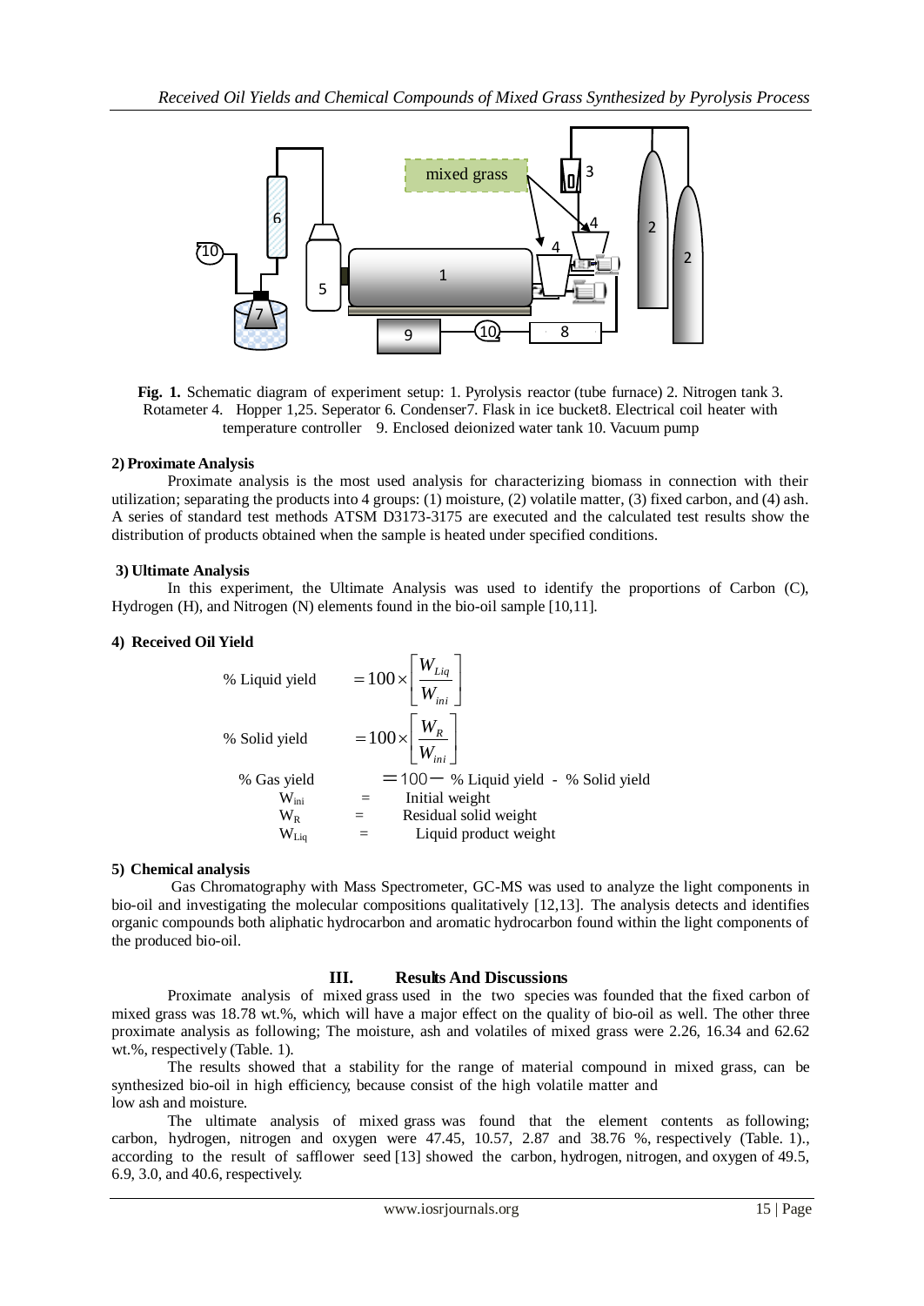**Fig. 1.** Schematic diagram of experiment setup: 1. Pyrolysis reactor (tube furnace) 2. Nitrogen tank 3. Rotameter 4. Hopper 1,25. Seperator 6. Condenser7. Flask in ice bucket8. Electrical coil heater with temperature controller 9. Enclosed deionized water tank 10. Vacuum pump

**2) Proximate Analysis**

Proximate analysis is the most used analysis for characterizing biomass in connection with their utilization; separating the products into 4 groups: (1) moisture, (2) volatile matter, (3) fixed carbon, and (4) ash. A series of standard test methods ATSM D3173-3175 are executed and the calculated test results show the distribution of products obtained when the sample is heated under specified conditions.

**3) Ultimate Analysis**

In this experiment, the Ultimate Analysis was used to identify the proportions of Carbon (C), Hydrogen (H), and Nitrogen (N) elements found in the bio-oil sample [10,11].

**4) Received Oil Yield**

$$\text{\% Liquid yield} = 100 \times \left[\frac{W_{Liq}}{W_{ini}}\right]$$

$$\text{\% Solid yield} = 100 \times \left[\frac{W_{R}}{W_{ini}}\right]$$

$$\text{\% Gas yield} = 100 - \text{\% Liquid yield} - \text{\% Solid yield}$$

$W_{ini}$ = Initial weight
$W_R$ = Residual solid weight
$W_{Liq}$ = Liquid product weight

**5) Chemical analysis**

Gas Chromatography with Mass Spectrometer, GC-MS was used to analyze the light components in bio-oil and investigating the molecular compositions qualitatively [12,13]. The analysis detects and identifies organic compounds both aliphatic hydrocarbon and aromatic hydrocarbon found within the light components of the produced bio-oil.

## III. Results And Discussions

Proximate analysis of mixed grass used in the two species was founded that the fixed carbon of mixed grass was 18.78 wt.%, which will have a major effect on the quality of bio-oil as well. The other three proximate analysis as following; The moisture, ash and volatiles of mixed grass were 2.26, 16.34 and 62.62 wt.%, respectively (Table. 1).

The results showed that a stability for the range of material compound in mixed grass, can be synthesized bio-oil in high efficiency, because consist of the high volatile matter and low ash and moisture.

The ultimate analysis of mixed grass was found that the element contents as following; carbon, hydrogen, nitrogen and oxygen were 47.45, 10.57, 2.87 and 38.76 %, respectively (Table. 1)., according to the result of safflower seed [13] showed the carbon, hydrogen, nitrogen, and oxygen of 49.5, 6.9, 3.0, and 40.6, respectively.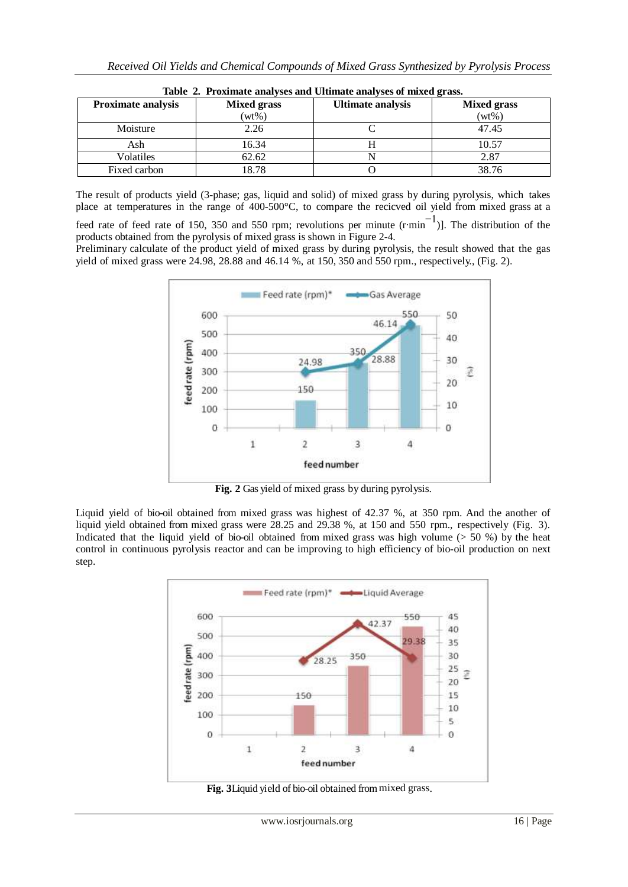**Table 2. Proximate analyses and Ultimate analyses of mixed grass.**

| Proximate analysis | Mixed grass (wt%) | Ultimate analysis | Mixed grass (wt%) |
|---|---|---|---|
| Moisture | 2.26 | C | 47.45 |
| Ash | 16.34 | H | 10.57 |
| Volatiles | 62.62 | N | 2.87 |
| Fixed carbon | 18.78 | O | 38.76 |

The result of products yield (3-phase; gas, liquid and solid) of mixed grass by during pyrolysis, which takes place at temperatures in the range of 400-500°C, to compare the recicved oil yield from mixed grass at a feed rate of feed rate of 150, 350 and 550 rpm; revolutions per minute ($r{\cdot}min^{-1}$)]. The distribution of the products obtained from the pyrolysis of mixed grass is shown in Figure 2-4.

Preliminary calculate of the product yield of mixed grass by during pyrolysis, the result showed that the gas yield of mixed grass were 24.98, 28.88 and 46.14 %, at 150, 350 and 550 rpm., respectively., (Fig. 2).

**Fig. 2** Gas yield of mixed grass by during pyrolysis.

Liquid yield of bio-oil obtained from mixed grass was highest of 42.37 %, at 350 rpm. And the another of liquid yield obtained from mixed grass were 28.25 and 29.38 %, at 150 and 550 rpm., respectively (Fig. 3). Indicated that the liquid yield of bio-oil obtained from mixed grass was high volume (> 50 %) by the heat control in continuous pyrolysis reactor and can be improving to high efficiency of bio-oil production on next step.

**Fig. 3**Liquid yield of bio-oil obtained from mixed grass.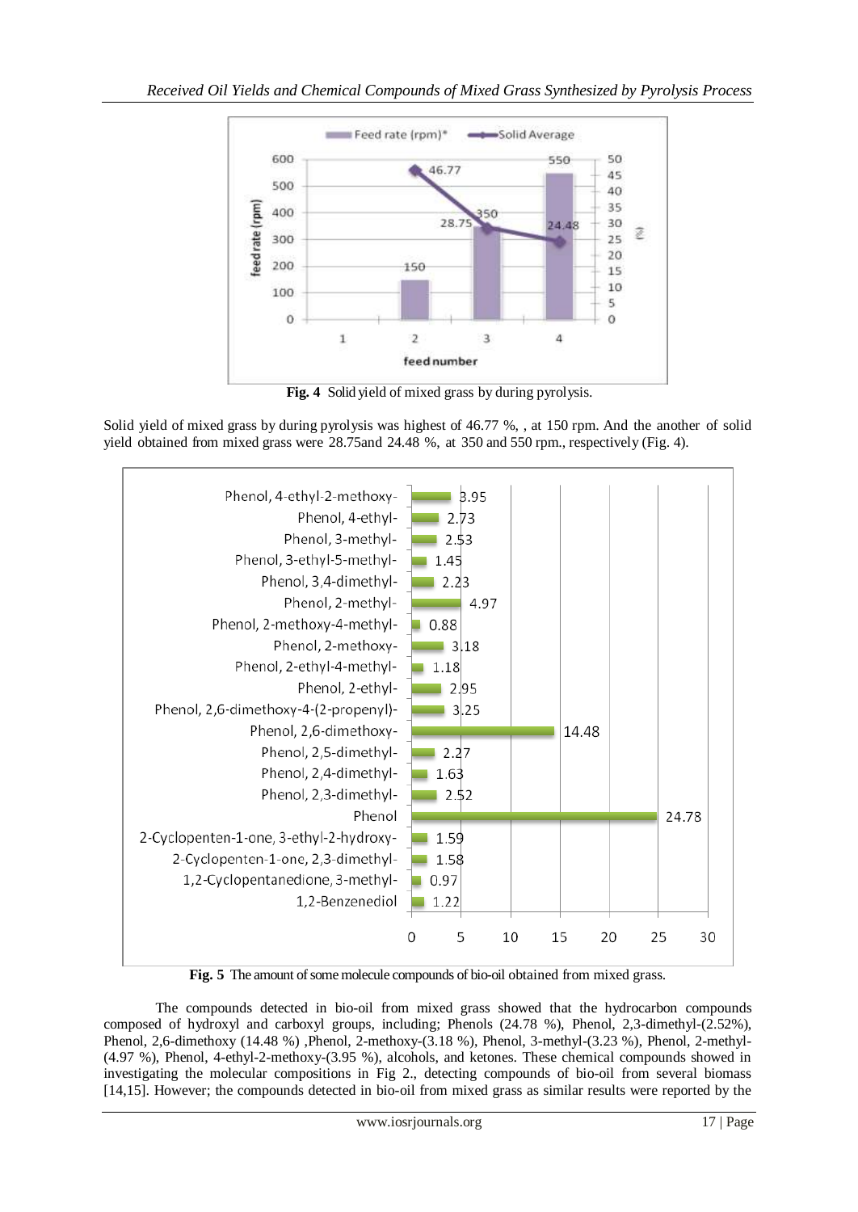Fig. 4 Solid yield of mixed grass by during pyrolysis.

Solid yield of mixed grass by during pyrolysis was highest of 46.77 %, , at 150 rpm. And the another of solid yield obtained from mixed grass were 28.75and 24.48 %, at 350 and 550 rpm., respectively (Fig. 4).

Fig. 5 The amount of some molecule compounds of bio-oil obtained from mixed grass.

The compounds detected in bio-oil from mixed grass showed that the hydrocarbon compounds composed of hydroxyl and carboxyl groups, including; Phenols (24.78 %), Phenol, 2,3-dimethyl-(2.52%), Phenol, 2,6-dimethoxy (14.48 %) ,Phenol, 2-methoxy-(3.18 %), Phenol, 3-methyl-(3.23 %), Phenol, 2-methyl-(4.97 %), Phenol, 4-ethyl-2-methoxy-(3.95 %), alcohols, and ketones. These chemical compounds showed in investigating the molecular compositions in Fig 2., detecting compounds of bio-oil from several biomass [14,15]. However; the compounds detected in bio-oil from mixed grass as similar results were reported by the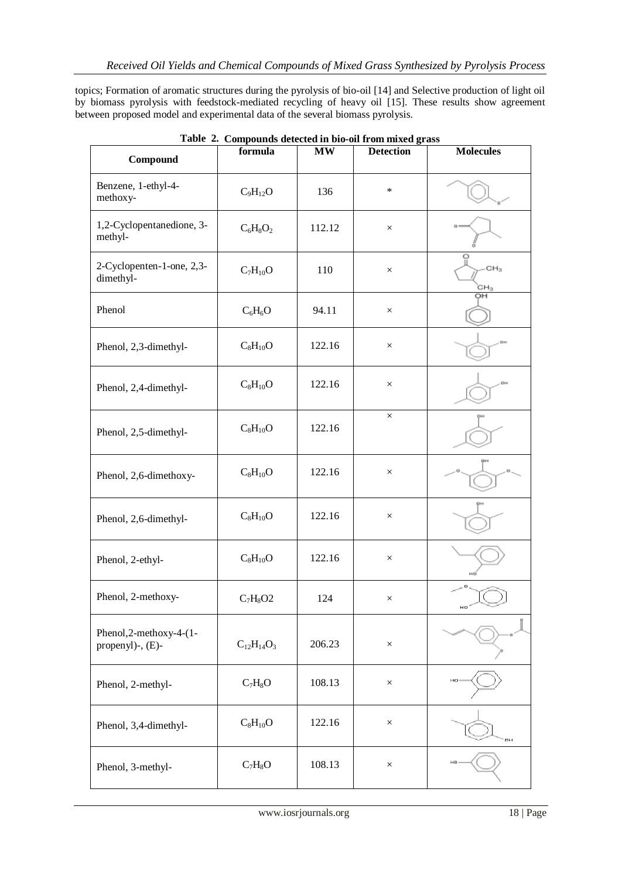topics; Formation of aromatic structures during the pyrolysis of bio-oil [14] and Selective production of light oil by biomass pyrolysis with feedstock-mediated recycling of heavy oil [15]. These results show agreement between proposed model and experimental data of the several biomass pyrolysis.

**Table 2.** Compounds detected in bio-oil from mixed grass

| Compound | formula | MW | Detection | Molecules |
|---|---|---|---|---|
| Benzene, 1-ethyl-4-methoxy- | $C_9H_{12}O$ | 136 | * | |
| 1,2-Cyclopentanedione, 3-methyl- | $C_6H_8O_2$ | 112.12 | × | |
| 2-Cyclopenten-1-one, 2,3-dimethyl- | $C_7H_{10}O$ | 110 | × | |
| Phenol | $C_6H_6O$ | 94.11 | × | |
| Phenol, 2,3-dimethyl- | $C_8H_{10}O$ | 122.16 | × | |
| Phenol, 2,4-dimethyl- | $C_8H_{10}O$ | 122.16 | × | |
| Phenol, 2,5-dimethyl- | $C_8H_{10}O$ | 122.16 | × | |
| Phenol, 2,6-dimethoxy- | $C_8H_{10}O$ | 122.16 | × | |
| Phenol, 2,6-dimethyl- | $C_8H_{10}O$ | 122.16 | × | |
| Phenol, 2-ethyl- | $C_8H_{10}O$ | 122.16 | × | |
| Phenol, 2-methoxy- | $C_7H_8O2$ | 124 | × | |
| Phenol,2-methoxy-4-(1-propenyl)-, (E)- | $C_{12}H_{14}O_3$ | 206.23 | × | |
| Phenol, 2-methyl- | $C_7H_8O$ | 108.13 | × | |
| Phenol, 3,4-dimethyl- | $C_8H_{10}O$ | 122.16 | × | |
| Phenol, 3-methyl- | $C_7H_8O$ | 108.13 | × | |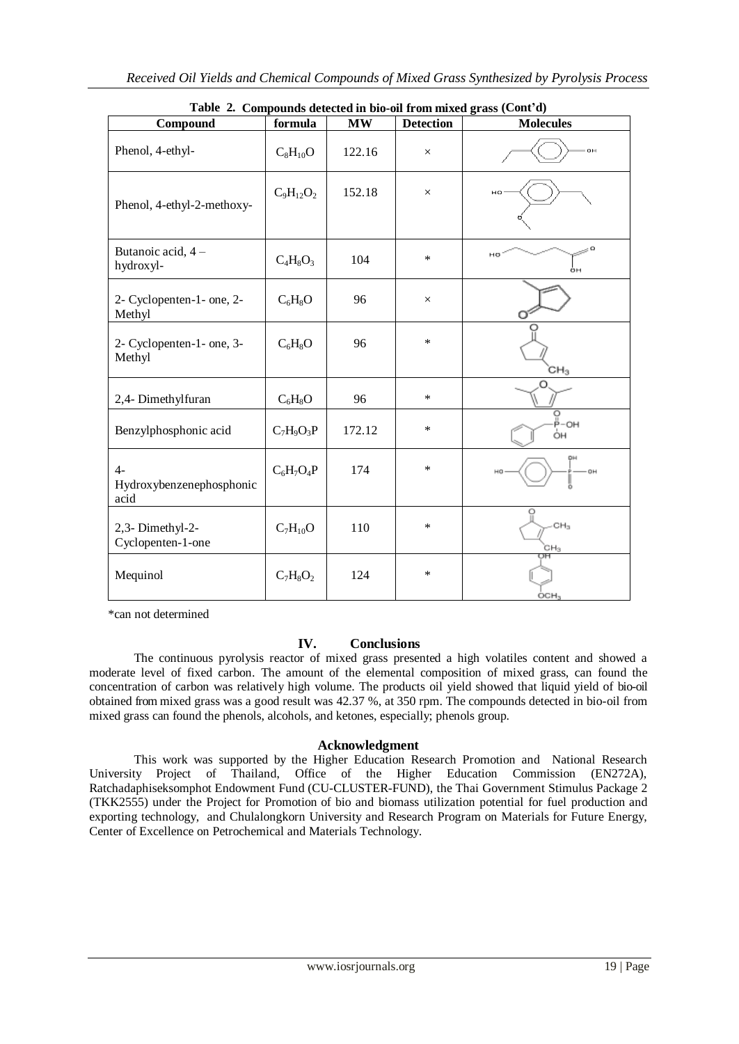**Table 2. Compounds detected in bio-oil from mixed grass (Cont'd)**

| Compound | formula | MW | Detection | Molecules |
|---|---|---|---|---|
| Phenol, 4-ethyl- | $C_8H_{10}O$ | 122.16 | × | |
| Phenol, 4-ethyl-2-methoxy- | $C_9H_{12}O_2$ | 152.18 | × | |
| Butanoic acid, 4 – hydroxyl- | $C_4H_8O_3$ | 104 | * | |
| 2- Cyclopenten-1- one, 2-Methyl | $C_6H_8O$ | 96 | × | |
| 2- Cyclopenten-1- one, 3-Methyl | $C_6H_8O$ | 96 | * | |
| 2,4- Dimethylfuran | $C_6H_8O$ | 96 | * | |
| Benzylphosphonic acid | $C_7H_9O_3P$ | 172.12 | * | |
| 4-Hydroxybenzenephosphonic acid | $C_6H_7O_4P$ | 174 | * | |
| 2,3- Dimethyl-2-Cyclopenten-1-one | $C_7H_{10}O$ | 110 | * | |
| Mequinol | $C_7H_8O_2$ | 124 | * | |

*can not determined

## IV. Conclusions

The continuous pyrolysis reactor of mixed grass presented a high volatiles content and showed a moderate level of fixed carbon. The amount of the elemental composition of mixed grass, can found the concentration of carbon was relatively high volume. The products oil yield showed that liquid yield of bio-oil obtained from mixed grass was a good result was 42.37 %, at 350 rpm. The compounds detected in bio-oil from mixed grass can found the phenols, alcohols, and ketones, especially; phenols group.

## Acknowledgment

This work was supported by the Higher Education Research Promotion and National Research University Project of Thailand, Office of the Higher Education Commission (EN272A), Ratchadaphiseksomphot Endowment Fund (CU-CLUSTER-FUND), the Thai Government Stimulus Package 2 (TKK2555) under the Project for Promotion of bio and biomass utilization potential for fuel production and exporting technology, and Chulalongkorn University and Research Program on Materials for Future Energy, Center of Excellence on Petrochemical and Materials Technology.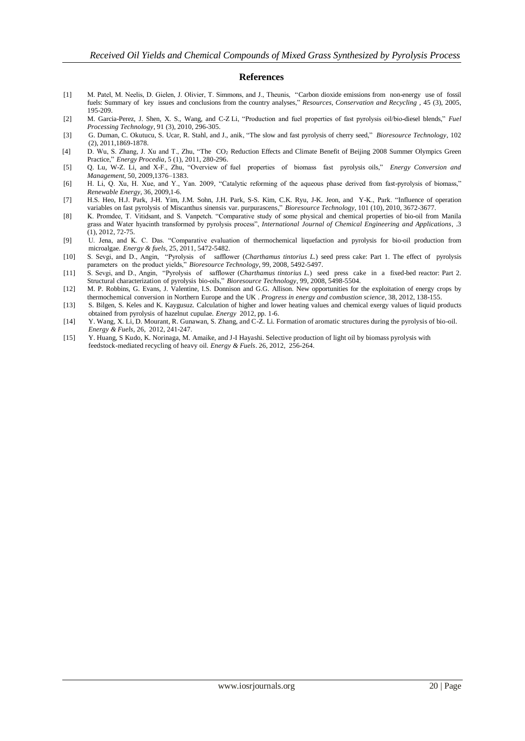## References

[1] M. Patel, M. Neelis, D. Gielen, J. Olivier, T. Simmons, and J., Theunis, "Carbon dioxide emissions from non-energy use of fossil fuels: Summary of key issues and conclusions from the country analyses," *Resources, Conservation and Recycling* , 45 (3), 2005, 195-209.

[2] M. Garcia-Perez, J. Shen, X. S., Wang, and C-Z Li, "Production and fuel properties of fast pyrolysis oil/bio-diesel blends," *Fuel Processing Technology*, 91 (3), 2010, 296-305.

[3] G. Duman, C. Okutucu, S. Ucar, R. Stahl, and J., anik, "The slow and fast pyrolysis of cherry seed," *Bioresource Technology*, 102 (2), 2011,1869-1878.

[4] D. Wu, S. Zhang, J. Xu and T., Zhu, "The $CO_2$ Reduction Effects and Climate Benefit of Beijing 2008 Summer Olympics Green Practice," *Energy Procedia*, 5 (1), 2011, 280-296.

[5] Q. Lu, W-Z. Li, and X-F., Zhu, "Overview of fuel properties of biomass fast pyrolysis oils," *Energy Conversion and Management*, 50, 2009,1376–1383.

[6] H. Li, Q. Xu, H. Xue, and Y., Yan. 2009, "Catalytic reforming of the aqueous phase derived from fast-pyrolysis of biomass," *Renewable Energy*, 36, 2009,1-6.

[7] H.S. Heo, H.J. Park, J-H. Yim, J.M. Sohn, J.H. Park, S-S. Kim, C.K. Ryu, J-K. Jeon, and Y-K., Park. "Influence of operation variables on fast pyrolysis of Miscanthus sinensis var. purpurascens," *Bioresource Technology*, 101 (10), 2010, 3672-3677.

[8] K. Promdee, T. Vitidsant, and S. Vanpetch. "Comparative study of some physical and chemical properties of bio-oil from Manila grass and Water hyacinth transformed by pyrolysis process", *International Journal of Chemical Engineering and Applications*, .3 (1), 2012, 72-75.

[9] U. Jena, and K. C. Das. "Comparative evaluation of thermochemical liquefaction and pyrolysis for bio-oil production from microalgae. *Energy & fuels*, 25, 2011, 5472-5482.

[10] S. Sevgi, and D., Angin, "Pyrolysis of safflower (*Charthamus tintorius L.*) seed press cake: Part 1. The effect of pyrolysis parameters on the product yields," *Bioresource Technology*, 99, 2008, 5492-5497.

[11] S. Sevgi, and D., Angin, "Pyrolysis of safflower (*Charthamus tintorius L.*) seed press cake in a fixed-bed reactor: Part 2. Structural characterization of pyrolysis bio-oils," *Bioresource Technology*, 99, 2008, 5498-5504.

[12] M. P. Robbins, G. Evans, J. Valentine, I.S. Donnison and G.G. Allison. New opportunities for the exploitation of energy crops by thermochemical conversion in Northern Europe and the UK . *Progress in energy and combustion science*, 38, 2012, 138-155.

[13] S. Bilgen, S. Keles and K. Kaygusuz. Calculation of higher and lower heating values and chemical exergy values of liquid products obtained from pyrolysis of hazelnut cupulae. *Energy* 2012, pp. 1-6.

[14] Y. Wang, X. Li, D. Mourant, R. Gunawan, S. Zhang, and C-Z. Li. Formation of aromatic structures during the pyrolysis of bio-oil. *Energy & Fuels*, 26, 2012, 241-247.

[15] Y. Huang, S Kudo, K. Norinaga, M. Amaike, and J-I Hayashi. Selective production of light oil by biomass pyrolysis with feedstock-mediated recycling of heavy oil. *Energy & Fuels*. 26, 2012, 256-264.